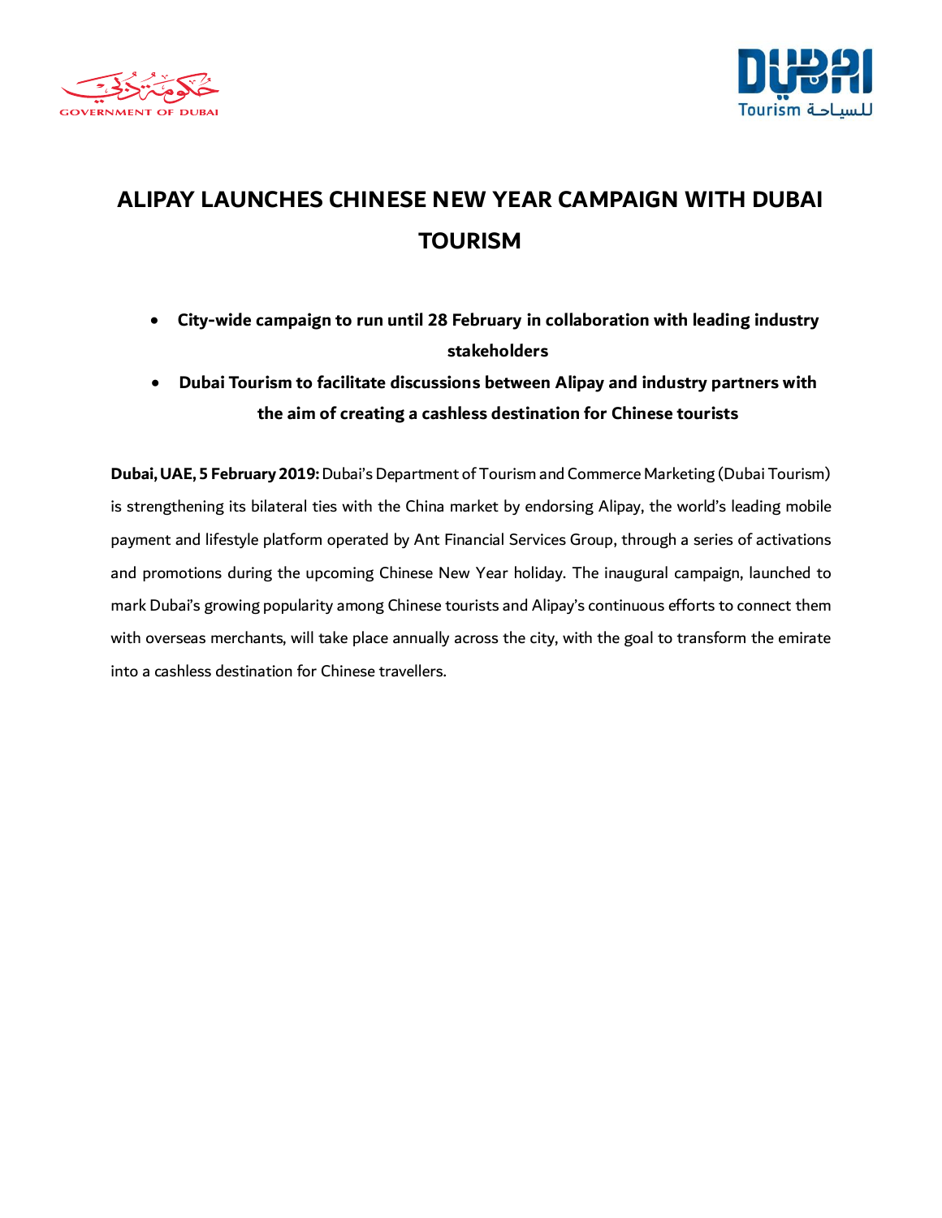# ALIPAY LAUNCHES CHINESE NEW YEAR CAMPAIGN WITH DUBAI TOURISM

- **City-wide campaign to run until 28 February in collaboration with leading industry stakeholders**
- **Dubai Tourism to facilitate discussions between Alipay and industry partners with the aim of creating a cashless destination for Chinese tourists**

**Dubai, UAE, 5 February 2019:** Dubai's Department of Tourism and Commerce Marketing (Dubai Tourism) is strengthening its bilateral ties with the China market by endorsing Alipay, the world's leading mobile payment and lifestyle platform operated by Ant Financial Services Group, through a series of activations and promotions during the upcoming Chinese New Year holiday. The inaugural campaign, launched to mark Dubai's growing popularity among Chinese tourists and Alipay's continuous efforts to connect them with overseas merchants, will take place annually across the city, with the goal to transform the emirate into a cashless destination for Chinese travellers.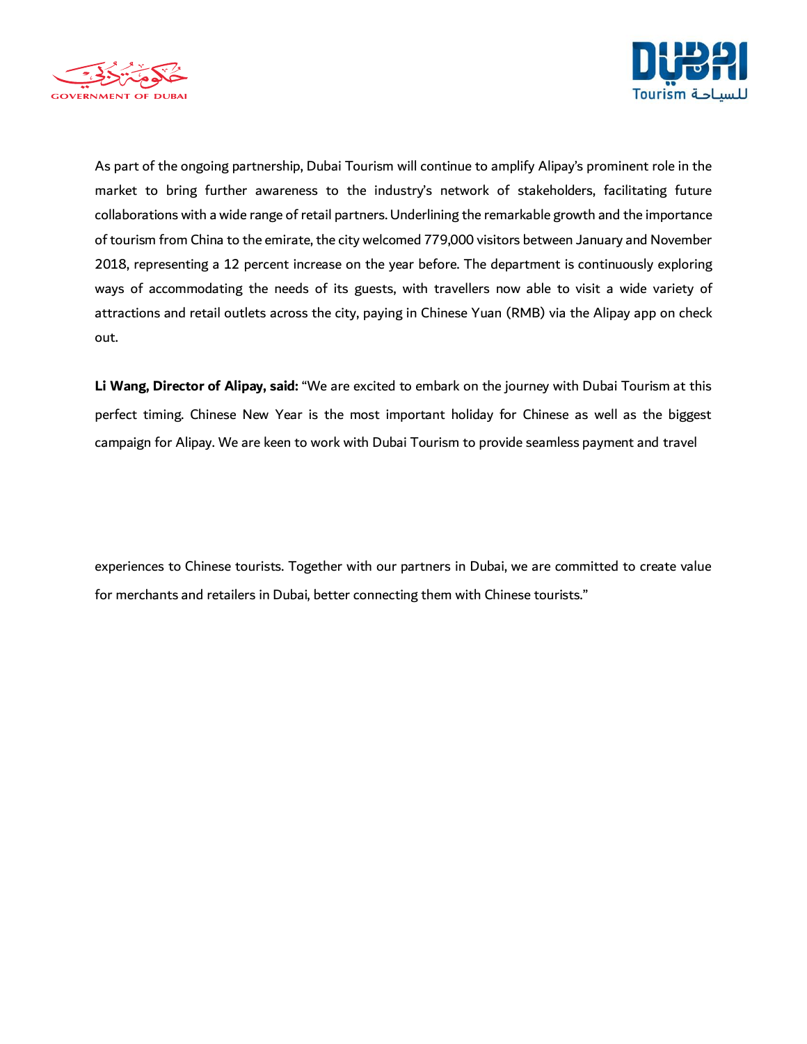As part of the ongoing partnership, Dubai Tourism will continue to amplify Alipay's prominent role in the market to bring further awareness to the industry's network of stakeholders, facilitating future collaborations with a wide range of retail partners. Underlining the remarkable growth and the importance of tourism from China to the emirate, the city welcomed 779,000 visitors between January and November 2018, representing a 12 percent increase on the year before. The department is continuously exploring ways of accommodating the needs of its guests, with travellers now able to visit a wide variety of attractions and retail outlets across the city, paying in Chinese Yuan (RMB) via the Alipay app on check out.

**Li Wang, Director of Alipay, said:** "We are excited to embark on the journey with Dubai Tourism at this perfect timing. Chinese New Year is the most important holiday for Chinese as well as the biggest campaign for Alipay. We are keen to work with Dubai Tourism to provide seamless payment and travel experiences to Chinese tourists. Together with our partners in Dubai, we are committed to create value for merchants and retailers in Dubai, better connecting them with Chinese tourists."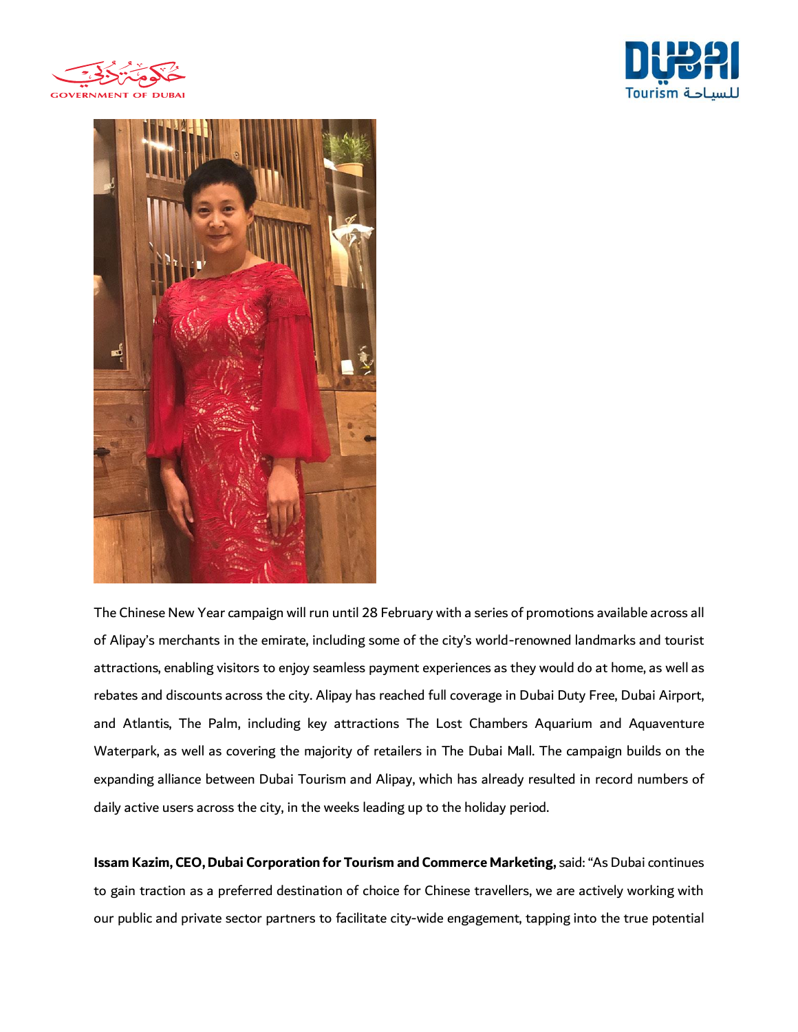The Chinese New Year campaign will run until 28 February with a series of promotions available across all of Alipay's merchants in the emirate, including some of the city's world-renowned landmarks and tourist attractions, enabling visitors to enjoy seamless payment experiences as they would do at home, as well as rebates and discounts across the city. Alipay has reached full coverage in Dubai Duty Free, Dubai Airport, and Atlantis, The Palm, including key attractions The Lost Chambers Aquarium and Aquaventure Waterpark, as well as covering the majority of retailers in The Dubai Mall. The campaign builds on the expanding alliance between Dubai Tourism and Alipay, which has already resulted in record numbers of daily active users across the city, in the weeks leading up to the holiday period.

**Issam Kazim, CEO, Dubai Corporation for Tourism and Commerce Marketing,** said: "As Dubai continues to gain traction as a preferred destination of choice for Chinese travellers, we are actively working with our public and private sector partners to facilitate city-wide engagement, tapping into the true potential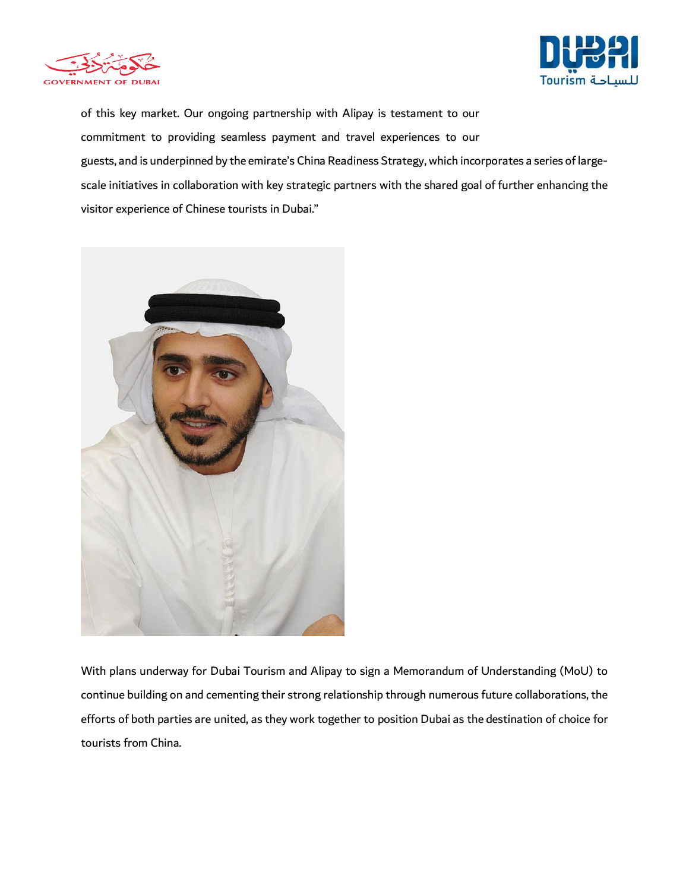of this key market. Our ongoing partnership with Alipay is testament to our commitment to providing seamless payment and travel experiences to our guests, and is underpinned by the emirate's China Readiness Strategy, which incorporates a series of large-scale initiatives in collaboration with key strategic partners with the shared goal of further enhancing the visitor experience of Chinese tourists in Dubai."

With plans underway for Dubai Tourism and Alipay to sign a Memorandum of Understanding (MoU) to continue building on and cementing their strong relationship through numerous future collaborations, the efforts of both parties are united, as they work together to position Dubai as the destination of choice for tourists from China.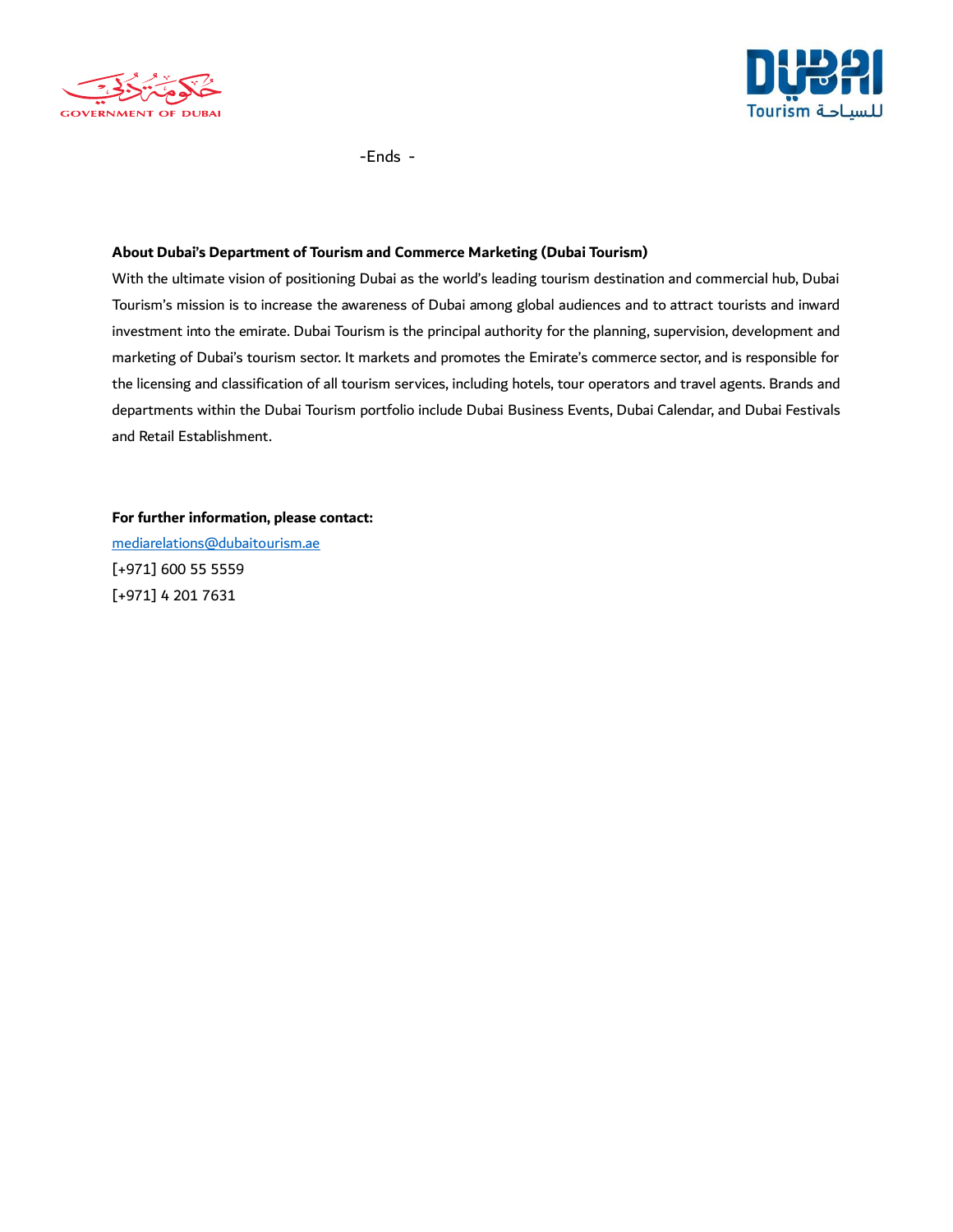-Ends -

**About Dubai's Department of Tourism and Commerce Marketing (Dubai Tourism)**

With the ultimate vision of positioning Dubai as the world's leading tourism destination and commercial hub, Dubai Tourism's mission is to increase the awareness of Dubai among global audiences and to attract tourists and inward investment into the emirate. Dubai Tourism is the principal authority for the planning, supervision, development and marketing of Dubai's tourism sector. It markets and promotes the Emirate's commerce sector, and is responsible for the licensing and classification of all tourism services, including hotels, tour operators and travel agents. Brands and departments within the Dubai Tourism portfolio include Dubai Business Events, Dubai Calendar, and Dubai Festivals and Retail Establishment.

**For further information, please contact:**

mediarelations@dubaitourism.ae

[+971] 600 55 5559

[+971] 4 201 7631